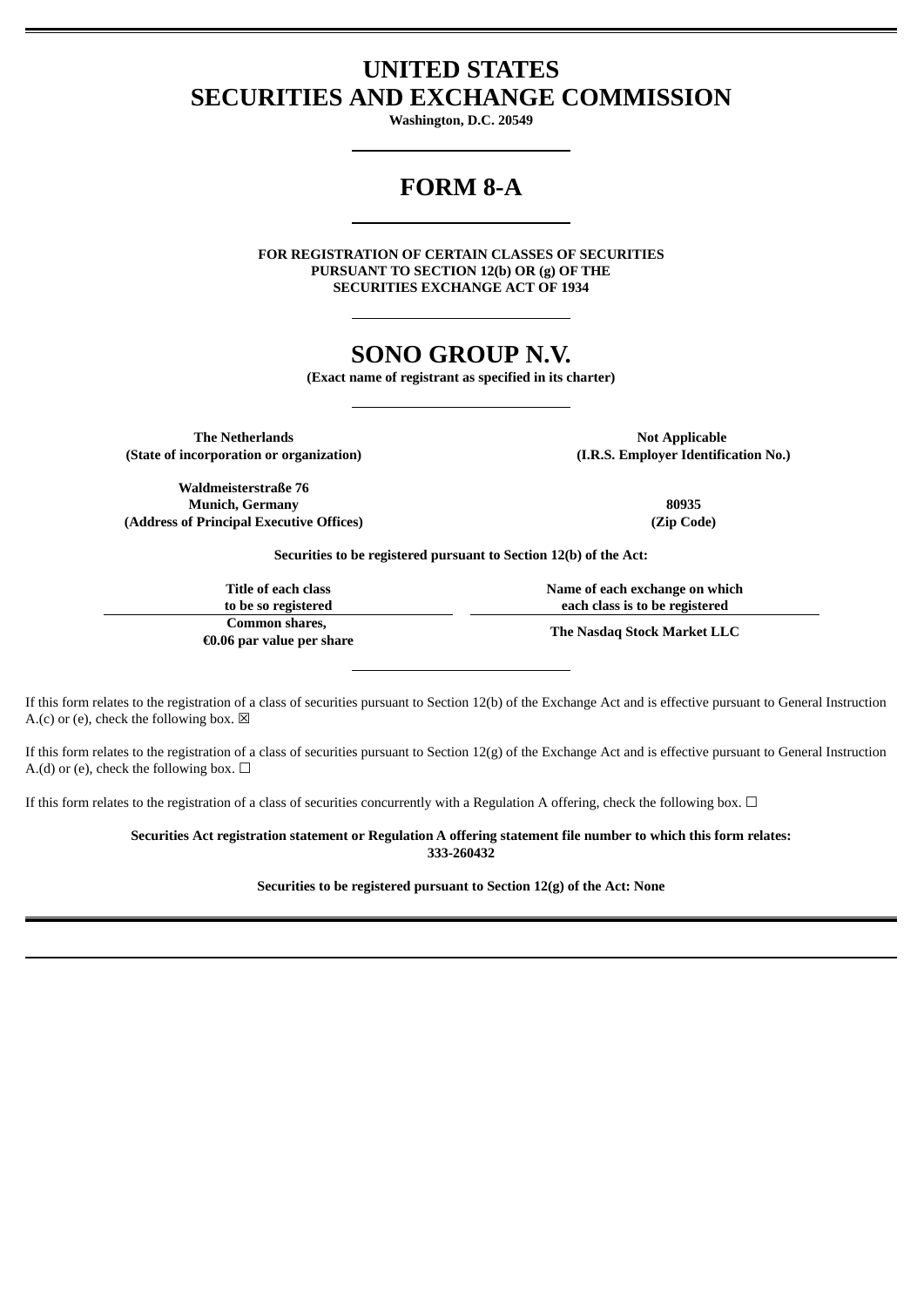# UNITED STATES
# SECURITIES AND EXCHANGE COMMISSION

**Washington, D.C. 20549**

# FORM 8-A

**FOR REGISTRATION OF CERTAIN CLASSES OF SECURITIES PURSUANT TO SECTION 12(b) OR (g) OF THE SECURITIES EXCHANGE ACT OF 1934**

# SONO GROUP N.V.

**(Exact name of registrant as specified in its charter)**

| | |
|---|---|
| **The Netherlands**<br>**(State of incorporation or organization)** | **Not Applicable**<br>**(I.R.S. Employer Identification No.)** |
| **Waldmeisterstraße 76**<br>**Munich, Germany**<br>**(Address of Principal Executive Offices)** | **80935**<br>**(Zip Code)** |

**Securities to be registered pursuant to Section 12(b) of the Act:**

| Title of each class to be so registered | Name of each exchange on which each class is to be registered |
|---|---|
| Common shares, €0.06 par value per share | The Nasdaq Stock Market LLC |

If this form relates to the registration of a class of securities pursuant to Section 12(b) of the Exchange Act and is effective pursuant to General Instruction A.(c) or (e), check the following box. ☒

If this form relates to the registration of a class of securities pursuant to Section 12(g) of the Exchange Act and is effective pursuant to General Instruction A.(d) or (e), check the following box. ☐

If this form relates to the registration of a class of securities concurrently with a Regulation A offering, check the following box. ☐

**Securities Act registration statement or Regulation A offering statement file number to which this form relates: 333-260432**

**Securities to be registered pursuant to Section 12(g) of the Act: None**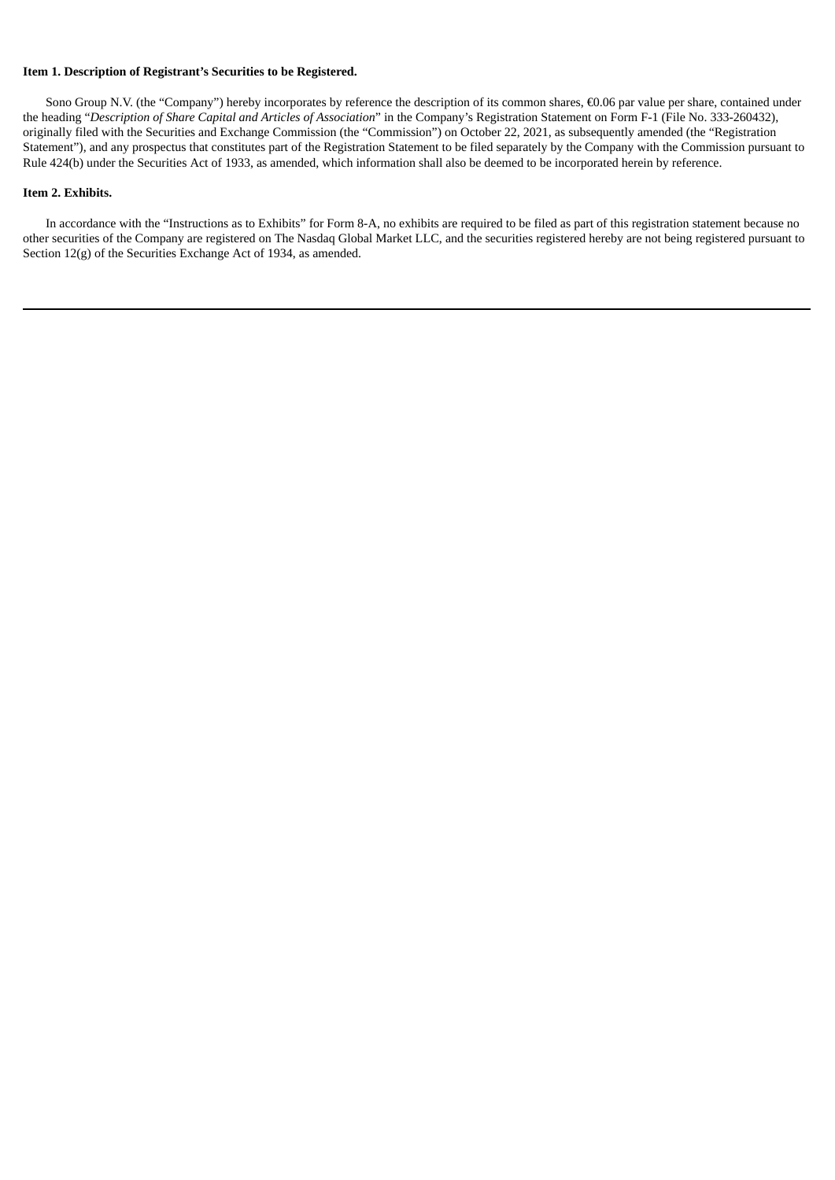**Item 1. Description of Registrant's Securities to be Registered.**

Sono Group N.V. (the "Company") hereby incorporates by reference the description of its common shares, €0.06 par value per share, contained under the heading "*Description of Share Capital and Articles of Association*" in the Company's Registration Statement on Form F-1 (File No. 333-260432), originally filed with the Securities and Exchange Commission (the "Commission") on October 22, 2021, as subsequently amended (the "Registration Statement"), and any prospectus that constitutes part of the Registration Statement to be filed separately by the Company with the Commission pursuant to Rule 424(b) under the Securities Act of 1933, as amended, which information shall also be deemed to be incorporated herein by reference.

**Item 2. Exhibits.**

In accordance with the "Instructions as to Exhibits" for Form 8-A, no exhibits are required to be filed as part of this registration statement because no other securities of the Company are registered on The Nasdaq Global Market LLC, and the securities registered hereby are not being registered pursuant to Section 12(g) of the Securities Exchange Act of 1934, as amended.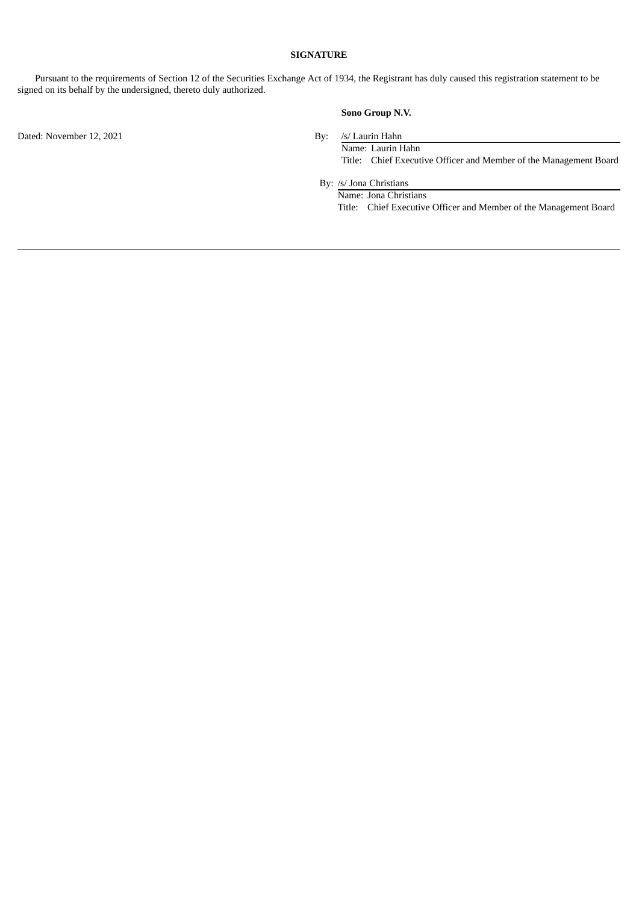**SIGNATURE**

Pursuant to the requirements of Section 12 of the Securities Exchange Act of 1934, the Registrant has duly caused this registration statement to be signed on its behalf by the undersigned, thereto duly authorized.

**Sono Group N.V.**

Dated: November 12, 2021

By: /s/ Laurin Hahn
Name: Laurin Hahn
Title: Chief Executive Officer and Member of the Management Board

By: /s/ Jona Christians
Name: Jona Christians
Title: Chief Executive Officer and Member of the Management Board